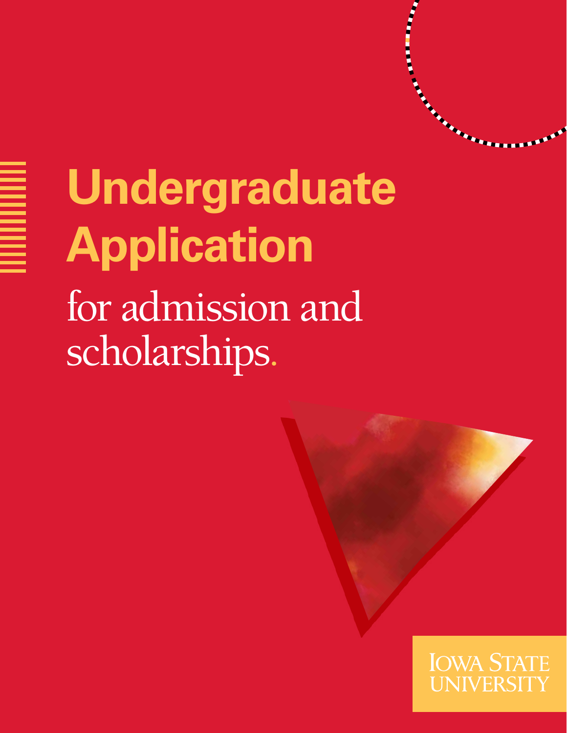# Undergraduate Application

for admission and scholarships.

Iowa State University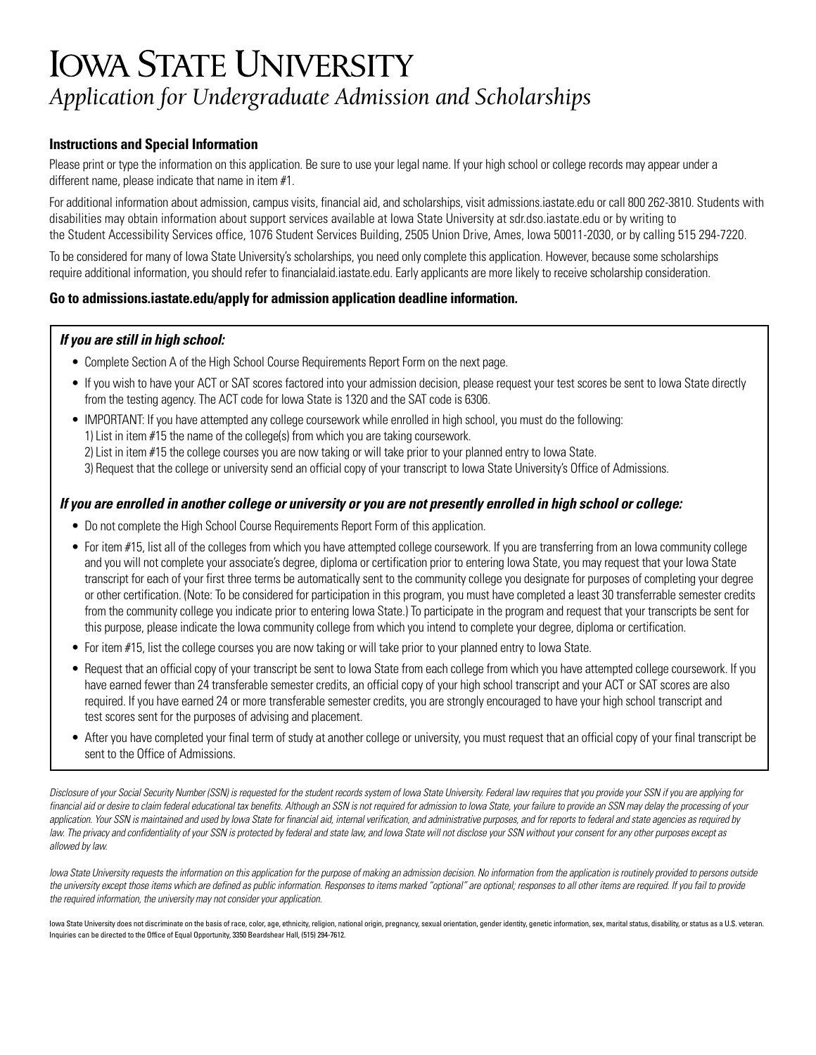# Iowa State University

*Application for Undergraduate Admission and Scholarships*

### Instructions and Special Information

Please print or type the information on this application. Be sure to use your legal name. If your high school or college records may appear under a different name, please indicate that name in item #1.

For additional information about admission, campus visits, financial aid, and scholarships, visit admissions.iastate.edu or call 800 262-3810. Students with disabilities may obtain information about support services available at Iowa State University at sdr.dso.iastate.edu or by writing to the Student Accessibility Services office, 1076 Student Services Building, 2505 Union Drive, Ames, Iowa 50011-2030, or by calling 515 294-7220.

To be considered for many of Iowa State University's scholarships, you need only complete this application. However, because some scholarships require additional information, you should refer to financialaid.iastate.edu. Early applicants are more likely to receive scholarship consideration.

**Go to admissions.iastate.edu/apply for admission application deadline information.**

***If you are still in high school:***

- Complete Section A of the High School Course Requirements Report Form on the next page.
- If you wish to have your ACT or SAT scores factored into your admission decision, please request your test scores be sent to Iowa State directly from the testing agency. The ACT code for Iowa State is 1320 and the SAT code is 6306.
- IMPORTANT: If you have attempted any college coursework while enrolled in high school, you must do the following:
  1) List in item #15 the name of the college(s) from which you are taking coursework.
  2) List in item #15 the college courses you are now taking or will take prior to your planned entry to Iowa State.
  3) Request that the college or university send an official copy of your transcript to Iowa State University's Office of Admissions.

***If you are enrolled in another college or university or you are not presently enrolled in high school or college:***

- Do not complete the High School Course Requirements Report Form of this application.
- For item #15, list all of the colleges from which you have attempted college coursework. If you are transferring from an Iowa community college and you will not complete your associate's degree, diploma or certification prior to entering Iowa State, you may request that your Iowa State transcript for each of your first three terms be automatically sent to the community college you designate for purposes of completing your degree or other certification. (Note: To be considered for participation in this program, you must have completed a least 30 transferrable semester credits from the community college you indicate prior to entering Iowa State.) To participate in the program and request that your transcripts be sent for this purpose, please indicate the Iowa community college from which you intend to complete your degree, diploma or certification.
- For item #15, list the college courses you are now taking or will take prior to your planned entry to Iowa State.
- Request that an official copy of your transcript be sent to Iowa State from each college from which you have attempted college coursework. If you have earned fewer than 24 transferable semester credits, an official copy of your high school transcript and your ACT or SAT scores are also required. If you have earned 24 or more transferable semester credits, you are strongly encouraged to have your high school transcript and test scores sent for the purposes of advising and placement.
- After you have completed your final term of study at another college or university, you must request that an official copy of your final transcript be sent to the Office of Admissions.

*Disclosure of your Social Security Number (SSN) is requested for the student records system of Iowa State University. Federal law requires that you provide your SSN if you are applying for financial aid or desire to claim federal educational tax benefits. Although an SSN is not required for admission to Iowa State, your failure to provide an SSN may delay the processing of your application. Your SSN is maintained and used by Iowa State for financial aid, internal verification, and administrative purposes, and for reports to federal and state agencies as required by law. The privacy and confidentiality of your SSN is protected by federal and state law, and Iowa State will not disclose your SSN without your consent for any other purposes except as allowed by law.*

*Iowa State University requests the information on this application for the purpose of making an admission decision. No information from the application is routinely provided to persons outside the university except those items which are defined as public information. Responses to items marked "optional" are optional; responses to all other items are required. If you fail to provide the required information, the university may not consider your application.*

Iowa State University does not discriminate on the basis of race, color, age, ethnicity, religion, national origin, pregnancy, sexual orientation, gender identity, genetic information, sex, marital status, disability, or status as a U.S. veteran. Inquiries can be directed to the Office of Equal Opportunity, 3350 Beardshear Hall, (515) 294-7612.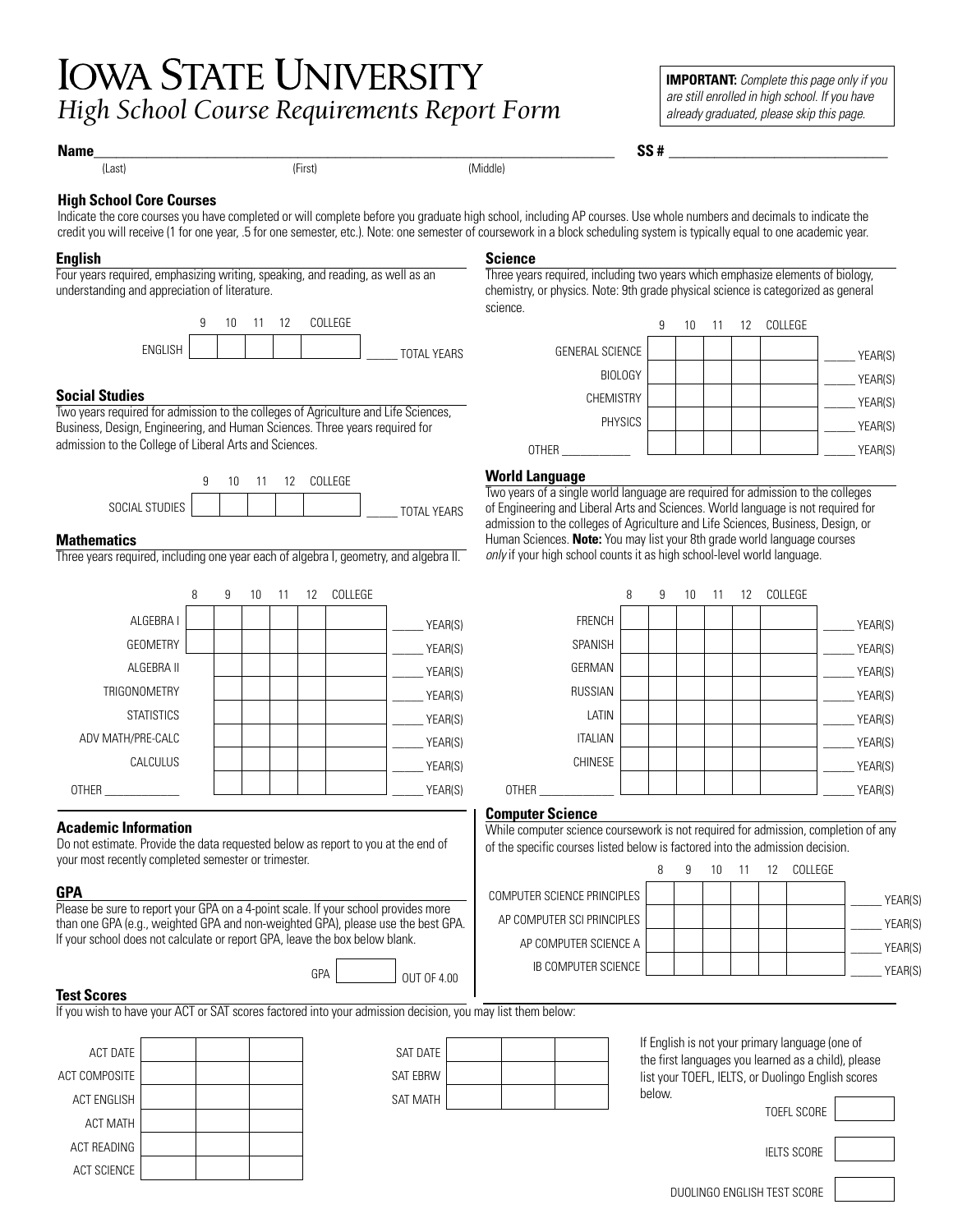# Iowa State University

## *High School Course Requirements Report Form*

**IMPORTANT:** *Complete this page only if you are still enrolled in high school. If you have already graduated, please skip this page.*

**Name**\_\_\_\_\_\_\_\_\_\_\_\_\_\_\_\_\_\_\_\_\_\_\_\_\_\_\_\_\_\_\_\_\_\_\_\_\_\_\_\_\_\_\_\_\_\_\_\_\_\_\_\_\_\_\_\_\_\_\_\_\_\_\_\_ **SS #** \_\_\_\_\_\_\_\_\_\_\_\_\_\_\_\_\_\_\_\_\_\_\_\_\_\_\_\_\_\_

(Last) (First) (Middle)

### High School Core Courses

Indicate the core courses you have completed or will complete before you graduate high school, including AP courses. Use whole numbers and decimals to indicate the credit you will receive (1 for one year, .5 for one semester, etc.). Note: one semester of coursework in a block scheduling system is typically equal to one academic year.

### English

Four years required, emphasizing writing, speaking, and reading, as well as an understanding and appreciation of literature.

| | 9 | 10 | 11 | 12 | COLLEGE | |
|---|---|---|---|---|---|---|
| ENGLISH | | | | | | \_\_\_\_\_ TOTAL YEARS |

### Social Studies

Two years required for admission to the colleges of Agriculture and Life Sciences, Business, Design, Engineering, and Human Sciences. Three years required for admission to the College of Liberal Arts and Sciences.

| | 9 | 10 | 11 | 12 | COLLEGE | |
|---|---|---|---|---|---|---|
| SOCIAL STUDIES | | | | | | \_\_\_\_\_ TOTAL YEARS |

### Mathematics

Three years required, including one year each of algebra I, geometry, and algebra II.

| | 8 | 9 | 10 | 11 | 12 | COLLEGE | |
|---|---|---|---|---|---|---|---|
| ALGEBRA I | | | | | | | \_\_\_\_\_ YEAR(S) |
| GEOMETRY | | | | | | | \_\_\_\_\_ YEAR(S) |
| ALGEBRA II | | | | | | | \_\_\_\_\_ YEAR(S) |
| TRIGONOMETRY | | | | | | | \_\_\_\_\_ YEAR(S) |
| STATISTICS | | | | | | | \_\_\_\_\_ YEAR(S) |
| ADV MATH/PRE-CALC | | | | | | | \_\_\_\_\_ YEAR(S) |
| CALCULUS | | | | | | | \_\_\_\_\_ YEAR(S) |
| OTHER \_\_\_\_\_\_\_\_\_\_\_\_ | | | | | | | \_\_\_\_\_ YEAR(S) |

### Science

Three years required, including two years which emphasize elements of biology, chemistry, or physics. Note: 9th grade physical science is categorized as general science.

| | 9 | 10 | 11 | 12 | COLLEGE | |
|---|---|---|---|---|---|---|
| GENERAL SCIENCE | | | | | | \_\_\_\_\_ YEAR(S) |
| BIOLOGY | | | | | | \_\_\_\_\_ YEAR(S) |
| CHEMISTRY | | | | | | \_\_\_\_\_ YEAR(S) |
| PHYSICS | | | | | | \_\_\_\_\_ YEAR(S) |
| OTHER \_\_\_\_\_\_\_\_\_\_\_ | | | | | | \_\_\_\_\_ YEAR(S) |

### World Language

Two years of a single world language are required for admission to the colleges of Engineering and Liberal Arts and Sciences. World language is not required for admission to the colleges of Agriculture and Life Sciences, Business, Design, or Human Sciences. **Note:** You may list your 8th grade world language courses *only* if your high school counts it as high school-level world language.

| | 8 | 9 | 10 | 11 | 12 | COLLEGE | |
|---|---|---|---|---|---|---|---|
| FRENCH | | | | | | | \_\_\_\_\_ YEAR(S) |
| SPANISH | | | | | | | \_\_\_\_\_ YEAR(S) |
| GERMAN | | | | | | | \_\_\_\_\_ YEAR(S) |
| RUSSIAN | | | | | | | \_\_\_\_\_ YEAR(S) |
| LATIN | | | | | | | \_\_\_\_\_ YEAR(S) |
| ITALIAN | | | | | | | \_\_\_\_\_ YEAR(S) |
| CHINESE | | | | | | | \_\_\_\_\_ YEAR(S) |
| OTHER \_\_\_\_\_\_\_\_\_\_\_ | | | | | | | \_\_\_\_\_ YEAR(S) |

### Computer Science

While computer science coursework is not required for admission, completion of any of the specific courses listed below is factored into the admission decision.

| | 8 | 9 | 10 | 11 | 12 | COLLEGE | |
|---|---|---|---|---|---|---|---|
| COMPUTER SCIENCE PRINCIPLES | | | | | | | \_\_\_\_\_ YEAR(S) |
| AP COMPUTER SCI PRINCIPLES | | | | | | | \_\_\_\_\_ YEAR(S) |
| AP COMPUTER SCIENCE A | | | | | | | \_\_\_\_\_ YEAR(S) |
| IB COMPUTER SCIENCE | | | | | | | \_\_\_\_\_ YEAR(S) |

### Academic Information

Do not estimate. Provide the data requested below as report to you at the end of your most recently completed semester or trimester.

### GPA

Please be sure to report your GPA on a 4-point scale. If your school provides more than one GPA (e.g., weighted GPA and non-weighted GPA), please use the best GPA. If your school does not calculate or report GPA, leave the box below blank.

GPA \_\_\_\_\_\_\_\_ OUT OF 4.00

### Test Scores

If you wish to have your ACT or SAT scores factored into your admission decision, you may list them below:

| | | | |
|---|---|---|---|
| ACT DATE | | | |
| ACT COMPOSITE | | | |
| ACT ENGLISH | | | |
| ACT MATH | | | |
| ACT READING | | | |
| ACT SCIENCE | | | |

| | | | |
|---|---|---|---|
| SAT DATE | | | |
| SAT EBRW | | | |
| SAT MATH | | | |

If English is not your primary language (one of the first languages you learned as a child), please list your TOEFL, IELTS, or Duolingo English scores below.

| | |
|---|---|
| TOEFL SCORE | |
| IELTS SCORE | |
| DUOLINGO ENGLISH TEST SCORE | |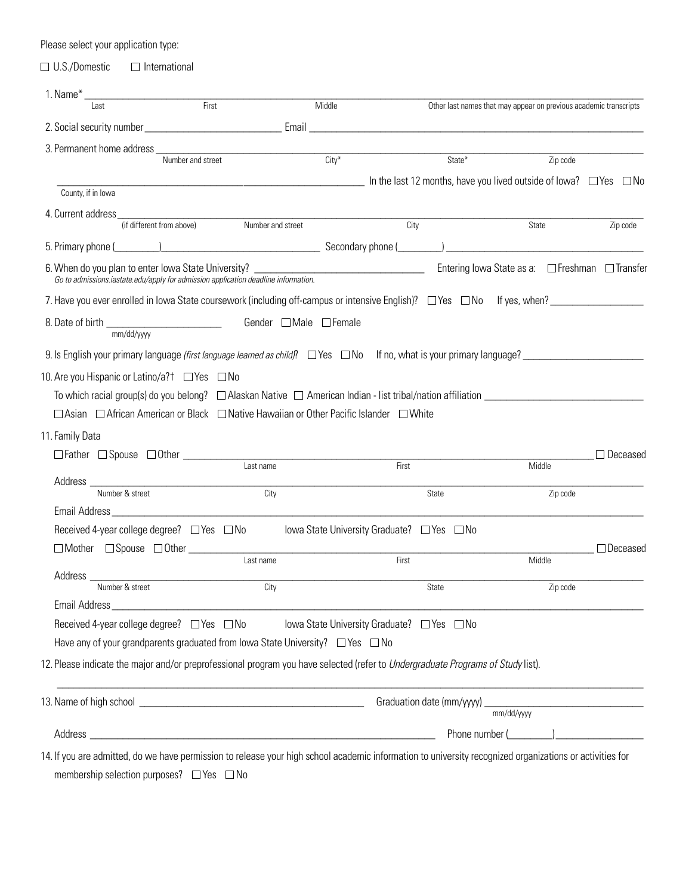Please select your application type:

☐ U.S./Domestic ☐ International

1. Name* ______________________________________________
   Last First Middle Other last names that may appear on previous academic transcripts

2. Social security number ______________________ Email ______________________

3. Permanent home address ______________________________________________
   Number and street City* State* Zip code

   ______________________ In the last 12 months, have you lived outside of Iowa? ☐ Yes ☐ No
   County, if in Iowa

4. Current address ______________________________________________
   (if different from above) Number and street City State Zip code

5. Primary phone (________)______________________ Secondary phone (________)______________________

6. When do you plan to enter Iowa State University? ______________________ Entering Iowa State as a: ☐ Freshman ☐ Transfer
   *Go to admissions.iastate.edu/apply for admission application deadline information.*

7. Have you ever enrolled in Iowa State coursework (including off-campus or intensive English)? ☐ Yes ☐ No If yes, when? ______________

8. Date of birth ______________________ Gender ☐ Male ☐ Female
   mm/dd/yyyy

9. Is English your primary language *(first language learned as child)*? ☐ Yes ☐ No If no, what is your primary language? ______________

10. Are you Hispanic or Latino/a?† ☐ Yes ☐ No

    To which racial group(s) do you belong? ☐ Alaskan Native ☐ American Indian - list tribal/nation affiliation ______________________

    ☐ Asian ☐ African American or Black ☐ Native Hawaiian or Other Pacific Islander ☐ White

11. Family Data

    ☐ Father ☐ Spouse ☐ Other ______________________________________________ ☐ Deceased
    Last name First Middle

    Address ______________________________________________
    Number & street City State Zip code

    Email Address ______________________________________________

    Received 4-year college degree? ☐ Yes ☐ No Iowa State University Graduate? ☐ Yes ☐ No

    ☐ Mother ☐ Spouse ☐ Other ______________________________________________ ☐ Deceased
    Last name First Middle

    Address ______________________________________________
    Number & street City State Zip code

    Email Address ______________________________________________

    Received 4-year college degree? ☐ Yes ☐ No Iowa State University Graduate? ☐ Yes ☐ No

    Have any of your grandparents graduated from Iowa State University? ☐ Yes ☐ No

12. Please indicate the major and/or preprofessional program you have selected (refer to *Undergraduate Programs of Study* list).

    ______________________________________________

13. Name of high school ______________________ Graduation date (mm/yyyy) ______________________
    mm/dd/yyyy

    Address ______________________________________________ Phone number (________)______________

14. If you are admitted, do we have permission to release your high school academic information to university recognized organizations or activities for membership selection purposes? ☐ Yes ☐ No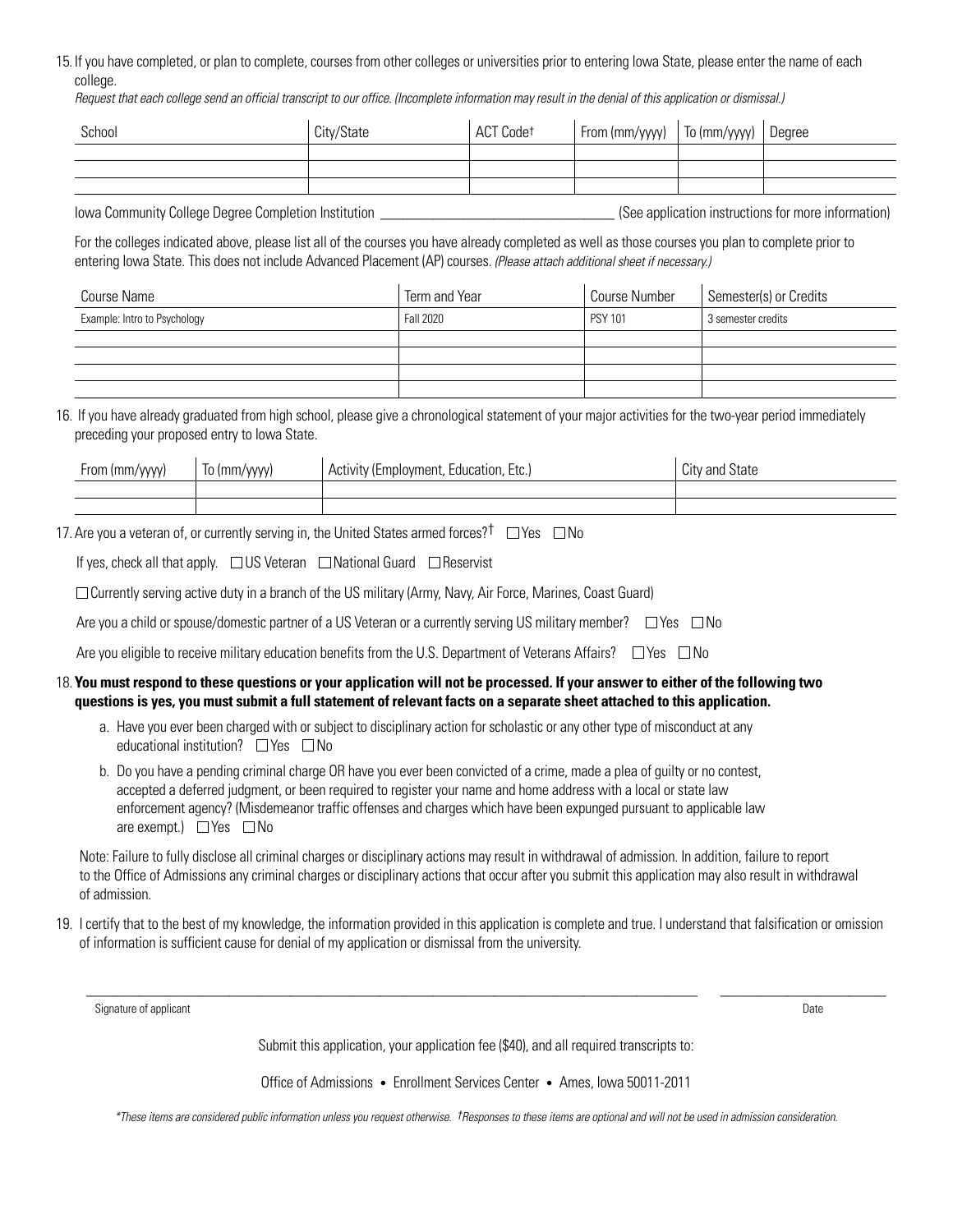15. If you have completed, or plan to complete, courses from other colleges or universities prior to entering Iowa State, please enter the name of each college.

*Request that each college send an official transcript to our office. (Incomplete information may result in the denial of this application or dismissal.)*

| School | City/State | ACT Code† | From (mm/yyyy) | To (mm/yyyy) | Degree |
|---|---|---|---|---|---|
| | | | | | |
| | | | | | |
| | | | | | |

Iowa Community College Degree Completion Institution ________________________________ (See application instructions for more information)

For the colleges indicated above, please list all of the courses you have already completed as well as those courses you plan to complete prior to entering Iowa State. This does not include Advanced Placement (AP) courses. *(Please attach additional sheet if necessary.)*

| Course Name | Term and Year | Course Number | Semester(s) or Credits |
|---|---|---|---|
| Example: Intro to Psychology | Fall 2020 | PSY 101 | 3 semester credits |
| | | | |
| | | | |
| | | | |
| | | | |

16. If you have already graduated from high school, please give a chronological statement of your major activities for the two-year period immediately preceding your proposed entry to Iowa State.

| From (mm/yyyy) | To (mm/yyyy) | Activity (Employment, Education, Etc.) | City and State |
|---|---|---|---|
| | | | |
| | | | |

17. Are you a veteran of, or currently serving in, the United States armed forces?† ☐ Yes ☐ No

If yes, check all that apply. ☐ US Veteran ☐ National Guard ☐ Reservist

☐ Currently serving active duty in a branch of the US military (Army, Navy, Air Force, Marines, Coast Guard)

Are you a child or spouse/domestic partner of a US Veteran or a currently serving US military member? ☐ Yes ☐ No

Are you eligible to receive military education benefits from the U.S. Department of Veterans Affairs? ☐ Yes ☐ No

18. **You must respond to these questions or your application will not be processed. If your answer to either of the following two questions is yes, you must submit a full statement of relevant facts on a separate sheet attached to this application.**

   a. Have you ever been charged with or subject to disciplinary action for scholastic or any other type of misconduct at any educational institution? ☐ Yes ☐ No

   b. Do you have a pending criminal charge OR have you ever been convicted of a crime, made a plea of guilty or no contest, accepted a deferred judgment, or been required to register your name and home address with a local or state law enforcement agency? (Misdemeanor traffic offenses and charges which have been expunged pursuant to applicable law are exempt.) ☐ Yes ☐ No

Note: Failure to fully disclose all criminal charges or disciplinary actions may result in withdrawal of admission. In addition, failure to report to the Office of Admissions any criminal charges or disciplinary actions that occur after you submit this application may also result in withdrawal of admission.

19. I certify that to the best of my knowledge, the information provided in this application is complete and true. I understand that falsification or omission of information is sufficient cause for denial of my application or dismissal from the university.

________________________________________________ ____________________

Signature of applicant Date

Submit this application, your application fee ($40), and all required transcripts to:

Office of Admissions • Enrollment Services Center • Ames, Iowa 50011-2011

*\*These items are considered public information unless you request otherwise. †Responses to these items are optional and will not be used in admission consideration.*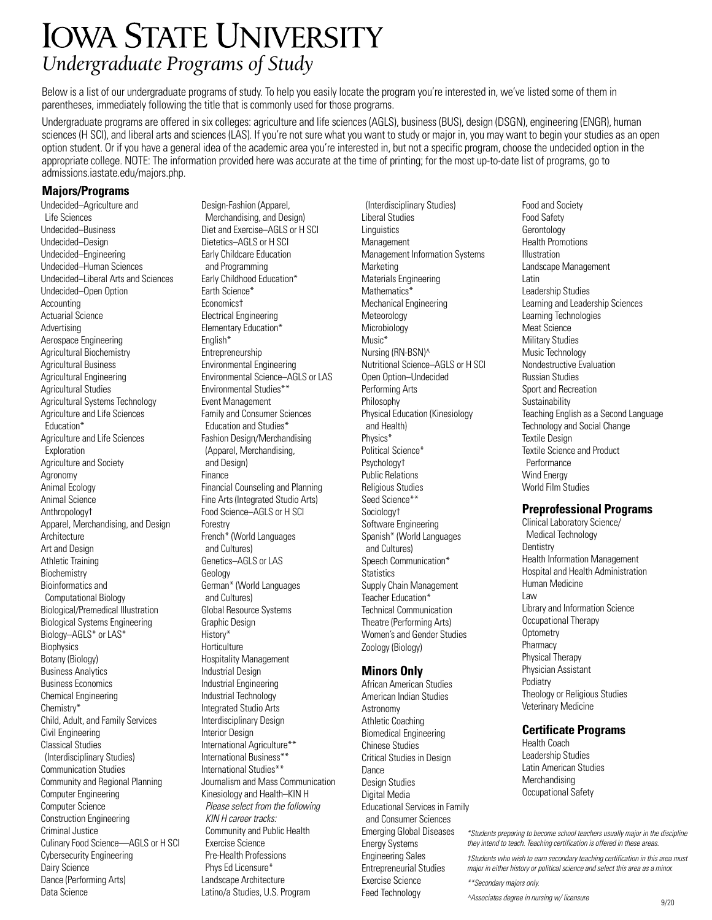# Iowa State University

*Undergraduate Programs of Study*

Below is a list of our undergraduate programs of study. To help you easily locate the program you're interested in, we've listed some of them in parentheses, immediately following the title that is commonly used for those programs.

Undergraduate programs are offered in six colleges: agriculture and life sciences (AGLS), business (BUS), design (DSGN), engineering (ENGR), human sciences (H SCI), and liberal arts and sciences (LAS). If you're not sure what you want to study or major in, you may want to begin your studies as an open option student. Or if you have a general idea of the academic area you're interested in, but not a specific program, choose the undecided option in the appropriate college. NOTE: The information provided here was accurate at the time of printing; for the most up-to-date list of programs, go to admissions.iastate.edu/majors.php.

## Majors/Programs

Undecided–Agriculture and Life Sciences
Undecided–Business
Undecided–Design
Undecided–Engineering
Undecided–Human Sciences
Undecided–Liberal Arts and Sciences
Undecided–Open Option
Accounting
Actuarial Science
Advertising
Aerospace Engineering
Agricultural Biochemistry
Agricultural Business
Agricultural Engineering
Agricultural Studies
Agricultural Systems Technology
Agriculture and Life Sciences Education*
Agriculture and Life Sciences Exploration
Agriculture and Society
Agronomy
Animal Ecology
Animal Science
Anthropology†
Apparel, Merchandising, and Design
Architecture
Art and Design
Athletic Training
Biochemistry
Bioinformatics and Computational Biology
Biological/Premedical Illustration
Biological Systems Engineering
Biology–AGLS* or LAS*
Biophysics
Botany (Biology)
Business Analytics
Business Economics
Chemical Engineering
Chemistry*
Child, Adult, and Family Services
Civil Engineering
Classical Studies (Interdisciplinary Studies)
Communication Studies
Community and Regional Planning
Computer Engineering
Computer Science
Construction Engineering
Criminal Justice
Culinary Food Science—AGLS or H SCI
Cybersecurity Engineering
Dairy Science
Dance (Performing Arts)
Data Science
Design-Fashion (Apparel, Merchandising, and Design)
Diet and Exercise–AGLS or H SCI
Dietetics–AGLS or H SCI
Early Childcare Education and Programming
Early Childhood Education*
Earth Science*
Economics†
Electrical Engineering
Elementary Education*
English*
Entrepreneurship
Environmental Engineering
Environmental Science–AGLS or LAS
Environmental Studies**
Event Management
Family and Consumer Sciences Education and Studies*
Fashion Design/Merchandising (Apparel, Merchandising, and Design)
Finance
Financial Counseling and Planning
Fine Arts (Integrated Studio Arts)
Food Science–AGLS or H SCI
Forestry
French* (World Languages and Cultures)
Genetics–AGLS or LAS
Geology
German* (World Languages and Cultures)
Global Resource Systems
Graphic Design
History*
Horticulture
Hospitality Management
Industrial Design
Industrial Engineering
Industrial Technology
Integrated Studio Arts
Interdisciplinary Design
Interior Design
International Agriculture**
International Business**
International Studies**
Journalism and Mass Communication
Kinesiology and Health–KIN H
*Please select from the following KIN H career tracks:*
- Community and Public Health
- Exercise Science
- Pre-Health Professions
- Phys Ed Licensure*

Landscape Architecture
Latino/a Studies, U.S. Program (Interdisciplinary Studies)
Liberal Studies
Linguistics
Management
Management Information Systems
Marketing
Materials Engineering
Mathematics*
Mechanical Engineering
Meteorology
Microbiology
Music*
Nursing (RN-BSN)^
Nutritional Science–AGLS or H SCI
Open Option–Undecided
Performing Arts
Philosophy
Physical Education (Kinesiology and Health)
Physics*
Political Science*
Psychology†
Public Relations
Religious Studies
Seed Science**
Sociology†
Software Engineering
Spanish* (World Languages and Cultures)
Speech Communication*
Statistics
Supply Chain Management
Teacher Education*
Technical Communication
Theatre (Performing Arts)
Women's and Gender Studies
Zoology (Biology)

## Minors Only

African American Studies
American Indian Studies
Astronomy
Athletic Coaching
Biomedical Engineering
Chinese Studies
Critical Studies in Design
Dance
Design Studies
Digital Media
Educational Services in Family and Consumer Sciences
Emerging Global Diseases
Energy Systems
Engineering Sales
Entrepreneurial Studies
Exercise Science
Feed Technology
Food and Society
Food Safety
Gerontology
Health Promotions
Illustration
Landscape Management
Latin
Leadership Studies
Learning and Leadership Sciences
Learning Technologies
Meat Science
Military Studies
Music Technology
Nondestructive Evaluation
Russian Studies
Sport and Recreation
Sustainability
Teaching English as a Second Language
Technology and Social Change
Textile Design
Textile Science and Product Performance
Wind Energy
World Film Studies

## Preprofessional Programs

Clinical Laboratory Science/ Medical Technology
Dentistry
Health Information Management
Hospital and Health Administration
Human Medicine
Law
Library and Information Science
Occupational Therapy
Optometry
Pharmacy
Physical Therapy
Physician Assistant
Podiatry
Theology or Religious Studies
Veterinary Medicine

## Certificate Programs

Health Coach
Leadership Studies
Latin American Studies
Merchandising
Occupational Safety

*\*Students preparing to become school teachers usually major in the discipline they intend to teach. Teaching certification is offered in these areas.*

*†Students who wish to earn secondary teaching certification in this area must major in either history or political science and select this area as a minor.*

*\*\*Secondary majors only.*

*^Associates degree in nursing w/ licensure*

9/20